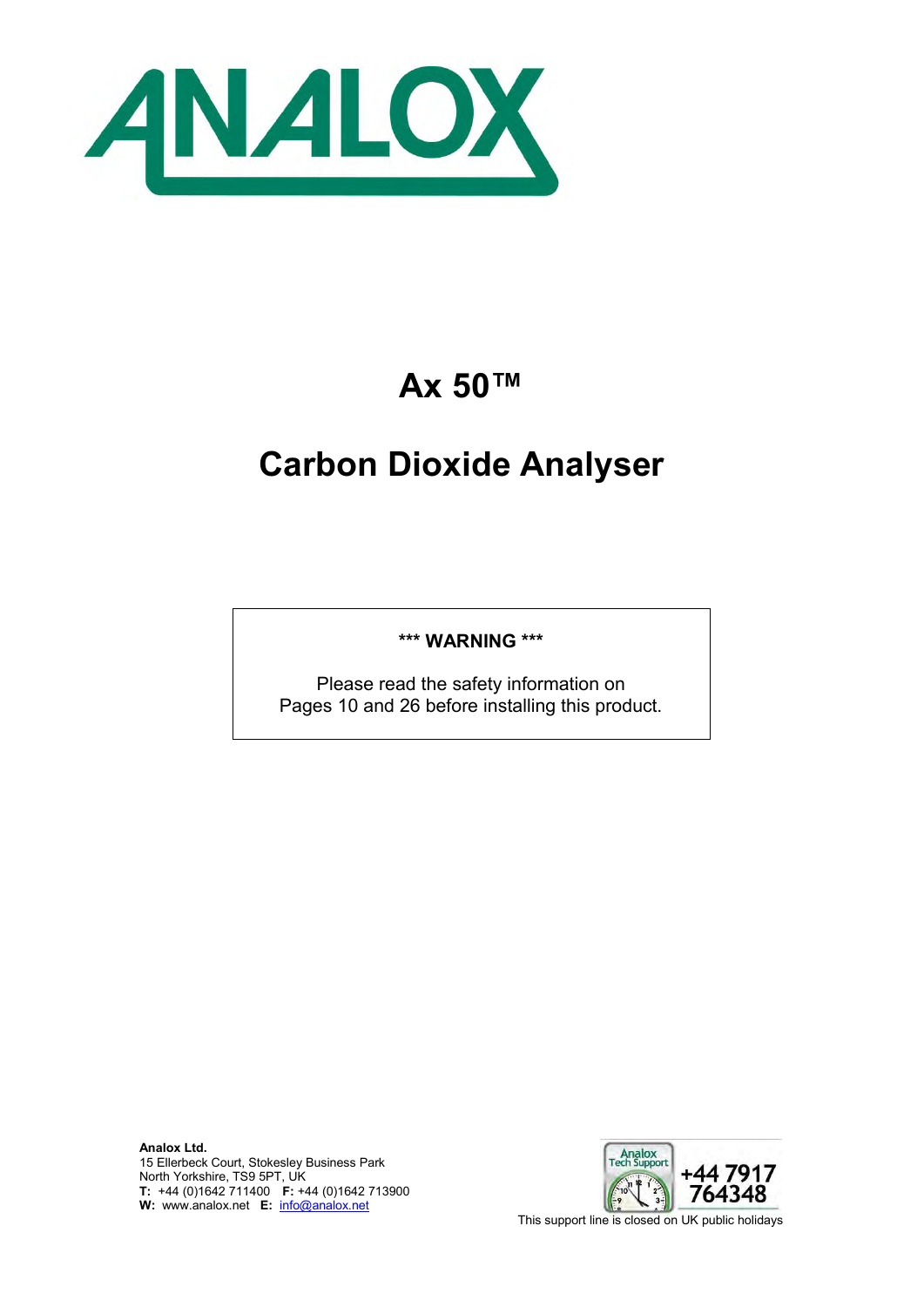ANALOX

# Ax 50™

# Carbon Dioxide Analyser

**\*\*\* WARNING \*\*\***

Please read the safety information on
Pages 10 and 26 before installing this product.

**Analox Ltd.**
15 Ellerbeck Court, Stokesley Business Park
North Yorkshire, TS9 5PT, UK
**T:** +44 (0)1642 711400 **F:** +44 (0)1642 713900
**W:** www.analox.net **E:** [info@analox.net](mailto:info@analox.net)

Analox Tech Support
+44 7917 764348
This support line is closed on UK public holidays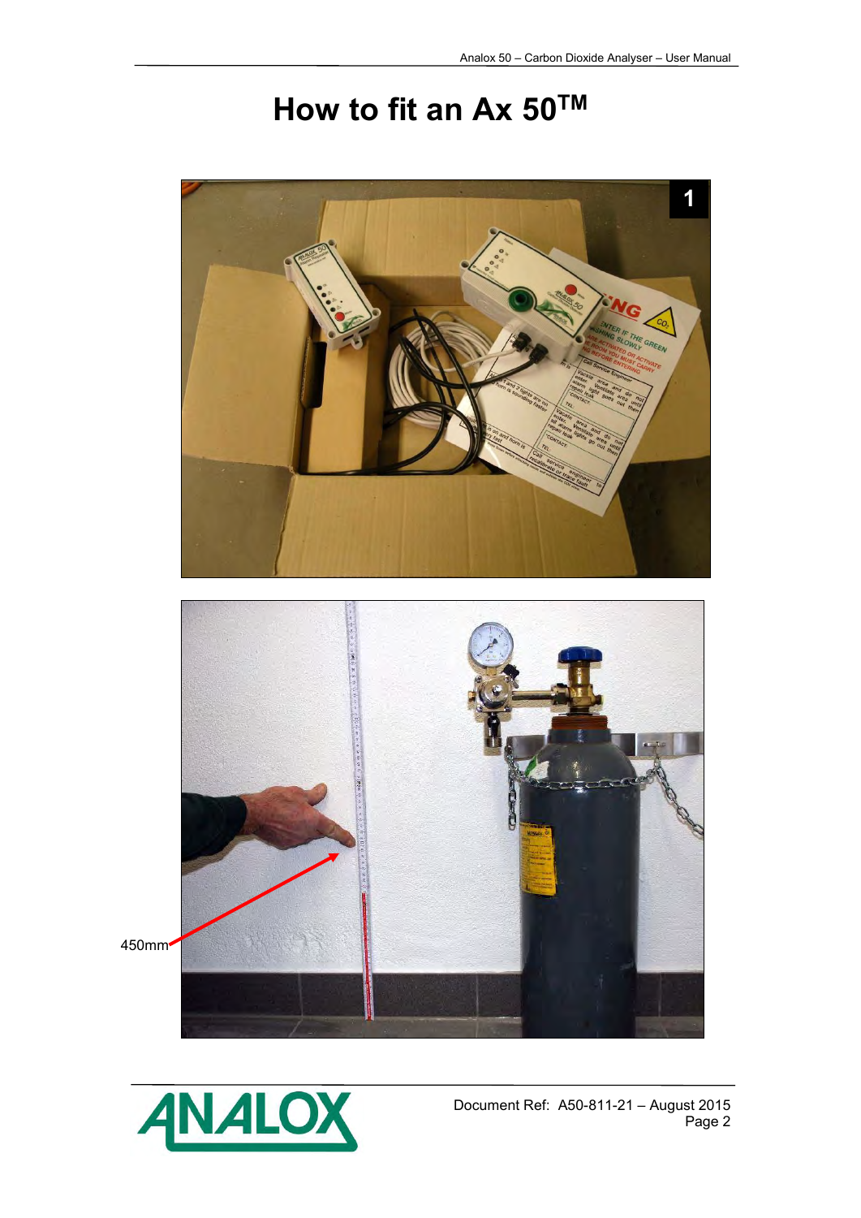# How to fit an Ax 50™

1

450mm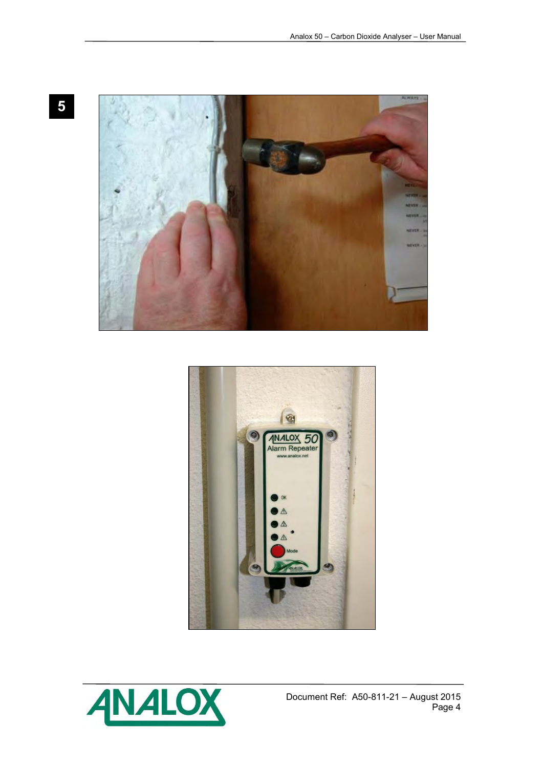**5**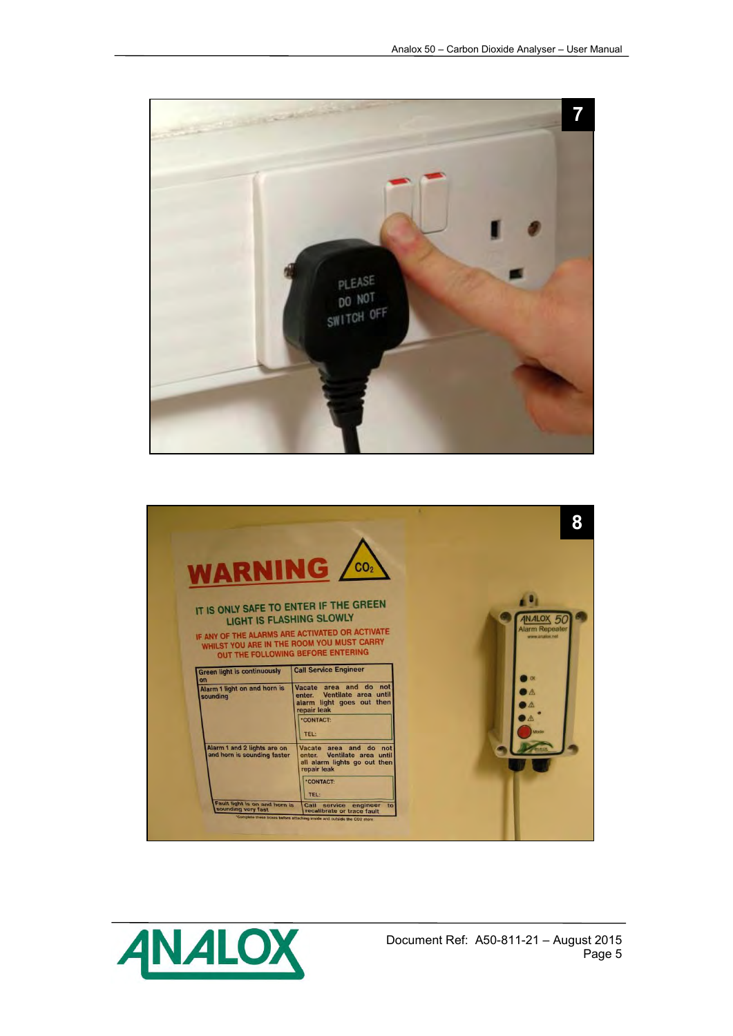7

8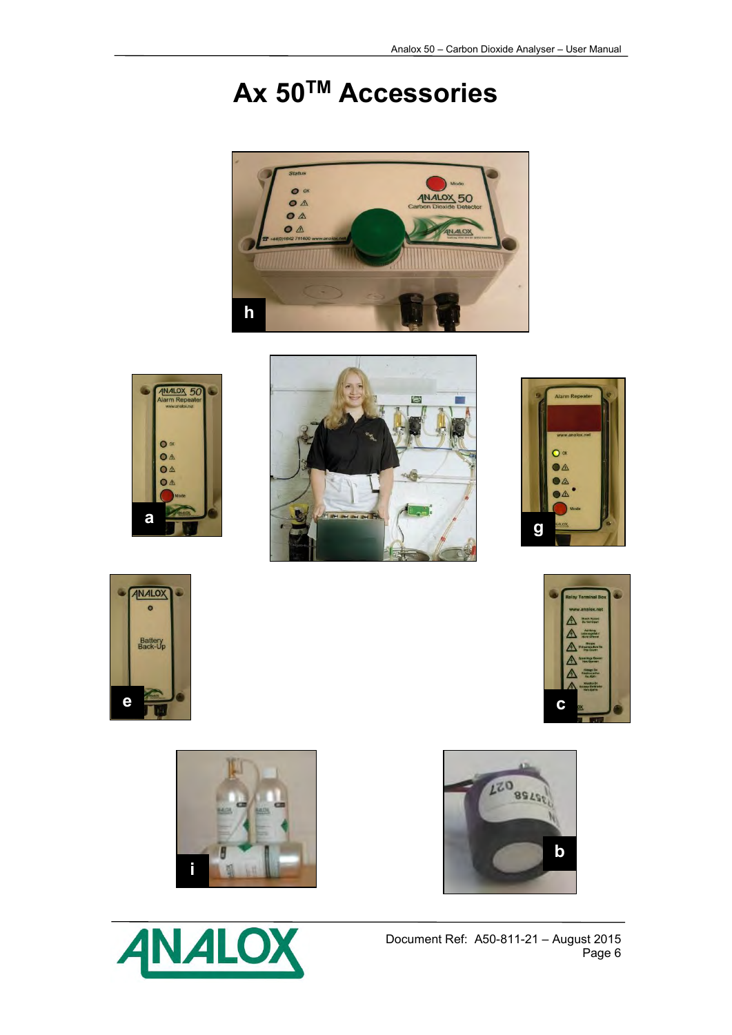# Ax 50TM Accessories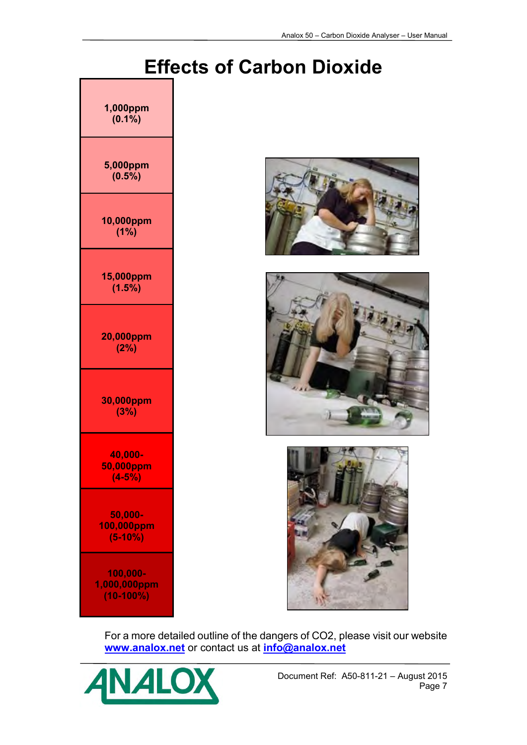# Effects of Carbon Dioxide

| |
|---|
| 1,000ppm (0.1%) |
| 5,000ppm (0.5%) |
| 10,000ppm (1%) |
| 15,000ppm (1.5%) |
| 20,000ppm (2%) |
| 30,000ppm (3%) |
| 40,000-50,000ppm (4-5%) |
| 50,000-100,000ppm (5-10%) |
| 100,000-1,000,000ppm (10-100%) |

For a more detailed outline of the dangers of CO2, please visit our website **www.analox.net** or contact us at **info@analox.net**

Document Ref: A50-811-21 – August 2015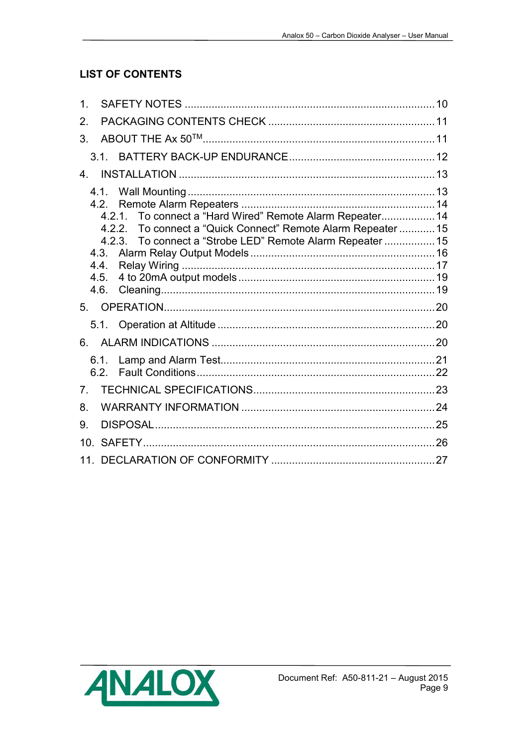## LIST OF CONTENTS

1. SAFETY NOTES .......... 10
2. PACKAGING CONTENTS CHECK .......... 11
3. ABOUT THE Ax 50™ .......... 11
   - 3.1. BATTERY BACK-UP ENDURANCE .......... 12
4. INSTALLATION .......... 13
   - 4.1. Wall Mounting .......... 13
   - 4.2. Remote Alarm Repeaters .......... 14
     - 4.2.1. To connect a “Hard Wired” Remote Alarm Repeater .......... 14
     - 4.2.2. To connect a “Quick Connect” Remote Alarm Repeater .......... 15
     - 4.2.3. To connect a “Strobe LED” Remote Alarm Repeater .......... 15
   - 4.3. Alarm Relay Output Models .......... 16
   - 4.4. Relay Wiring .......... 17
   - 4.5. 4 to 20mA output models .......... 19
   - 4.6. Cleaning .......... 19
5. OPERATION .......... 20
   - 5.1. Operation at Altitude .......... 20
6. ALARM INDICATIONS .......... 20
   - 6.1. Lamp and Alarm Test .......... 21
   - 6.2. Fault Conditions .......... 22
7. TECHNICAL SPECIFICATIONS .......... 23
8. WARRANTY INFORMATION .......... 24
9. DISPOSAL .......... 25
10. SAFETY .......... 26
11. DECLARATION OF CONFORMITY .......... 27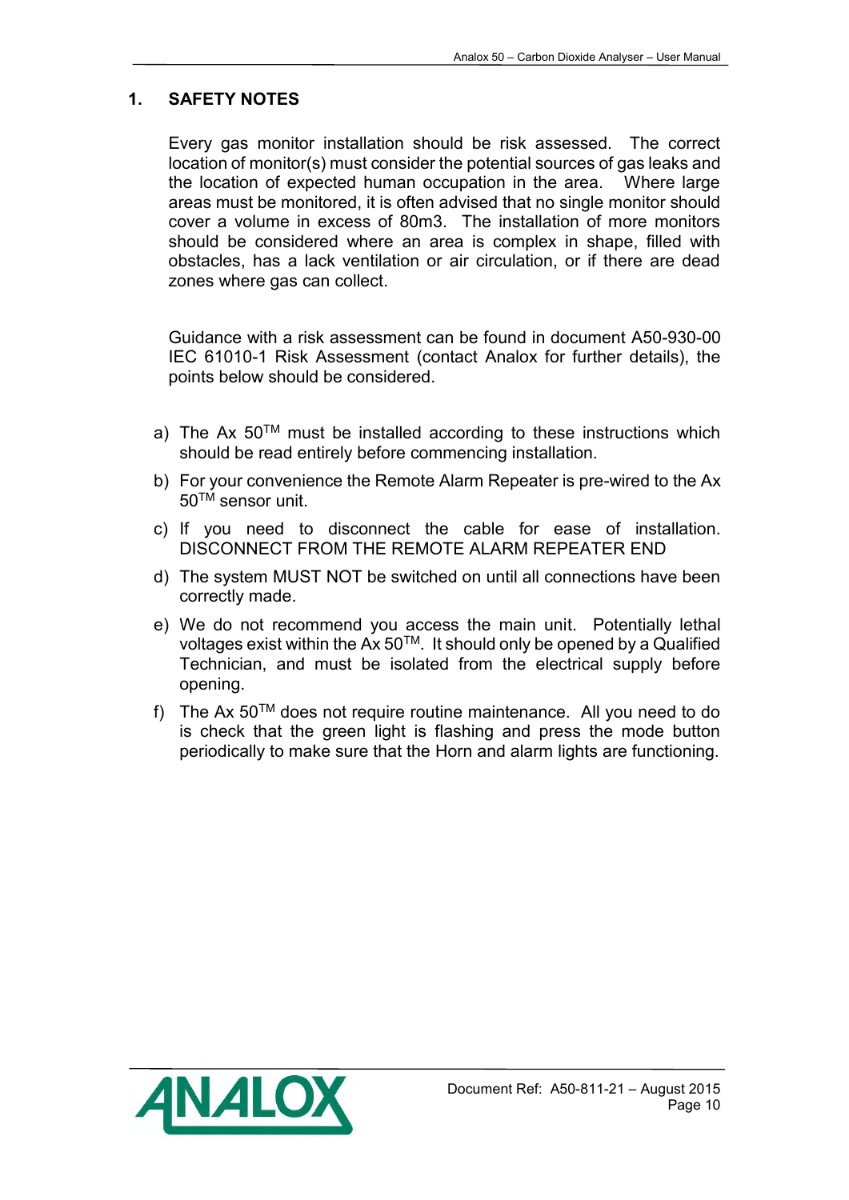# 1. SAFETY NOTES

Every gas monitor installation should be risk assessed. The correct location of monitor(s) must consider the potential sources of gas leaks and the location of expected human occupation in the area. Where large areas must be monitored, it is often advised that no single monitor should cover a volume in excess of 80m3. The installation of more monitors should be considered where an area is complex in shape, filled with obstacles, has a lack ventilation or air circulation, or if there are dead zones where gas can collect.

Guidance with a risk assessment can be found in document A50-930-00 IEC 61010-1 Risk Assessment (contact Analox for further details), the points below should be considered.

a) The Ax 50$^{TM}$ must be installed according to these instructions which should be read entirely before commencing installation.

b) For your convenience the Remote Alarm Repeater is pre-wired to the Ax 50$^{TM}$ sensor unit.

c) If you need to disconnect the cable for ease of installation. DISCONNECT FROM THE REMOTE ALARM REPEATER END

d) The system MUST NOT be switched on until all connections have been correctly made.

e) We do not recommend you access the main unit. Potentially lethal voltages exist within the Ax 50$^{TM}$. It should only be opened by a Qualified Technician, and must be isolated from the electrical supply before opening.

f) The Ax 50$^{TM}$ does not require routine maintenance. All you need to do is check that the green light is flashing and press the mode button periodically to make sure that the Horn and alarm lights are functioning.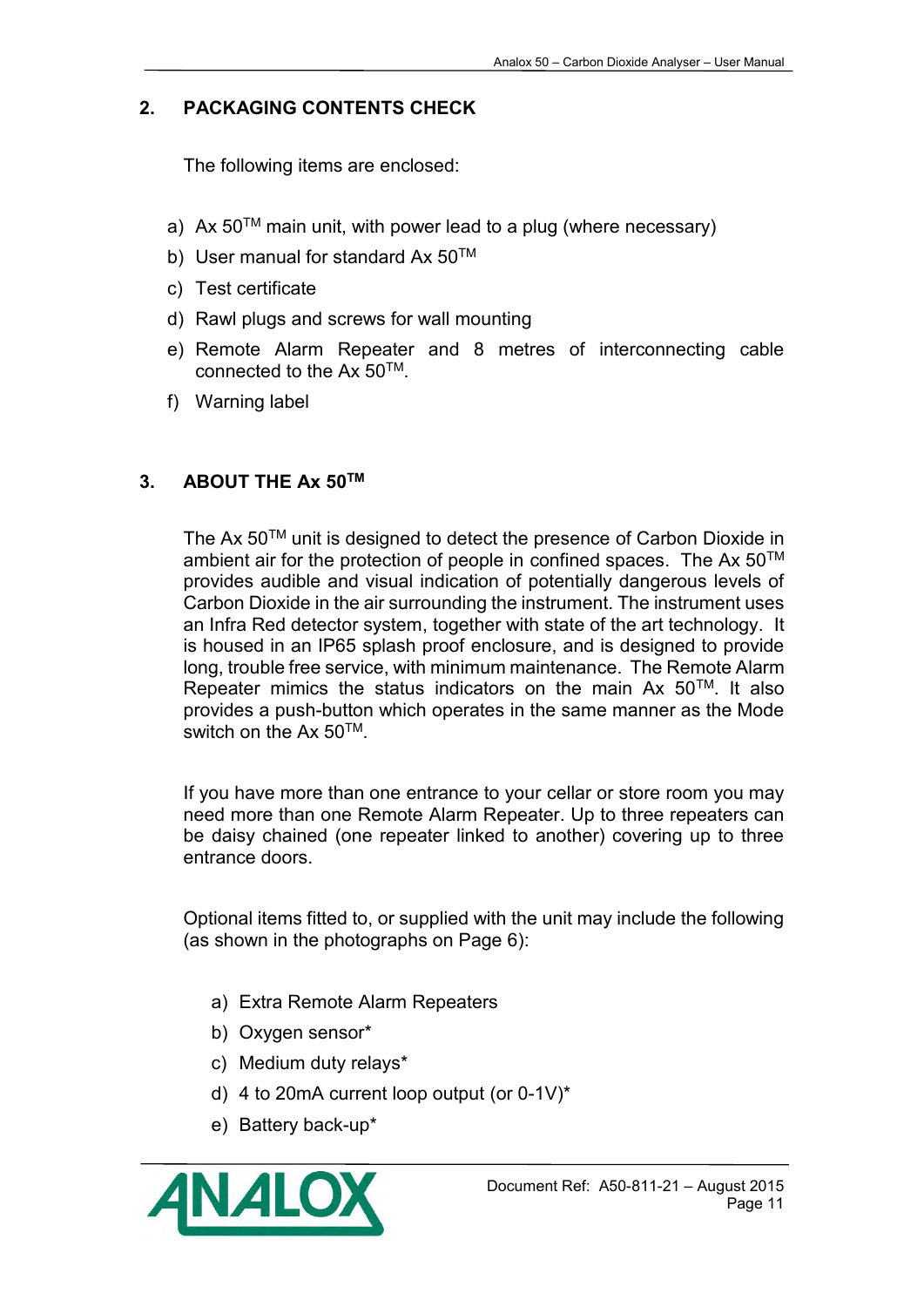## 2. PACKAGING CONTENTS CHECK

The following items are enclosed:

a) Ax 50$^{TM}$ main unit, with power lead to a plug (where necessary)
b) User manual for standard Ax 50$^{TM}$
c) Test certificate
d) Rawl plugs and screws for wall mounting
e) Remote Alarm Repeater and 8 metres of interconnecting cable connected to the Ax 50$^{TM}$.
f) Warning label

## 3. ABOUT THE Ax 50$^{TM}$

The Ax 50$^{TM}$ unit is designed to detect the presence of Carbon Dioxide in ambient air for the protection of people in confined spaces. The Ax 50$^{TM}$ provides audible and visual indication of potentially dangerous levels of Carbon Dioxide in the air surrounding the instrument. The instrument uses an Infra Red detector system, together with state of the art technology. It is housed in an IP65 splash proof enclosure, and is designed to provide long, trouble free service, with minimum maintenance. The Remote Alarm Repeater mimics the status indicators on the main Ax 50$^{TM}$. It also provides a push-button which operates in the same manner as the Mode switch on the Ax 50$^{TM}$.

If you have more than one entrance to your cellar or store room you may need more than one Remote Alarm Repeater. Up to three repeaters can be daisy chained (one repeater linked to another) covering up to three entrance doors.

Optional items fitted to, or supplied with the unit may include the following (as shown in the photographs on Page 6):

a) Extra Remote Alarm Repeaters
b) Oxygen sensor*
c) Medium duty relays*
d) 4 to 20mA current loop output (or 0-1V)*
e) Battery back-up*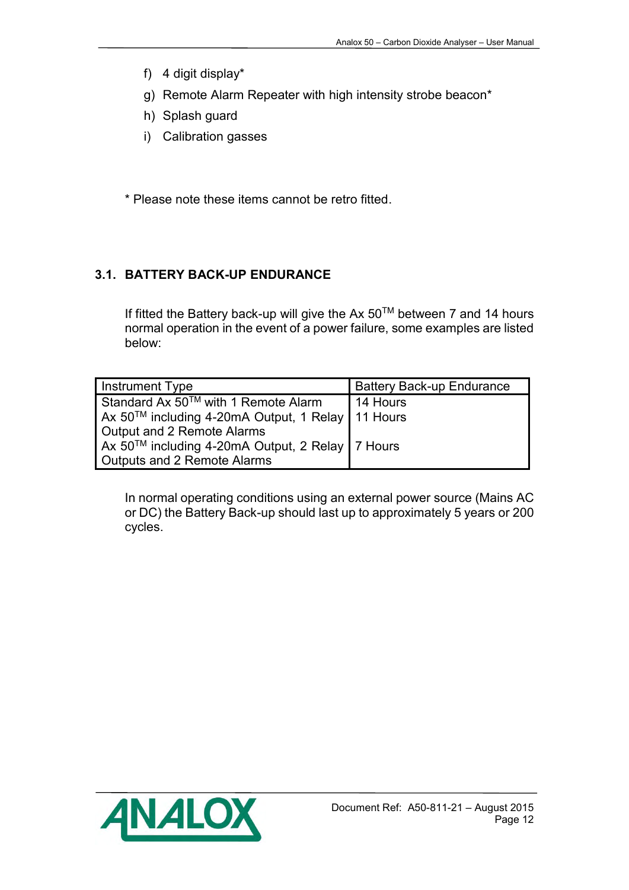f) 4 digit display*

g) Remote Alarm Repeater with high intensity strobe beacon*

h) Splash guard

i) Calibration gasses

* Please note these items cannot be retro fitted.

## 3.1. BATTERY BACK-UP ENDURANCE

If fitted the Battery back-up will give the Ax 50™ between 7 and 14 hours normal operation in the event of a power failure, some examples are listed below:

| Instrument Type | Battery Back-up Endurance |
|---|---|
| Standard Ax 50™ with 1 Remote Alarm | 14 Hours |
| Ax 50™ including 4-20mA Output, 1 Relay Output and 2 Remote Alarms | 11 Hours |
| Ax 50™ including 4-20mA Output, 2 Relay Outputs and 2 Remote Alarms | 7 Hours |

In normal operating conditions using an external power source (Mains AC or DC) the Battery Back-up should last up to approximately 5 years or 200 cycles.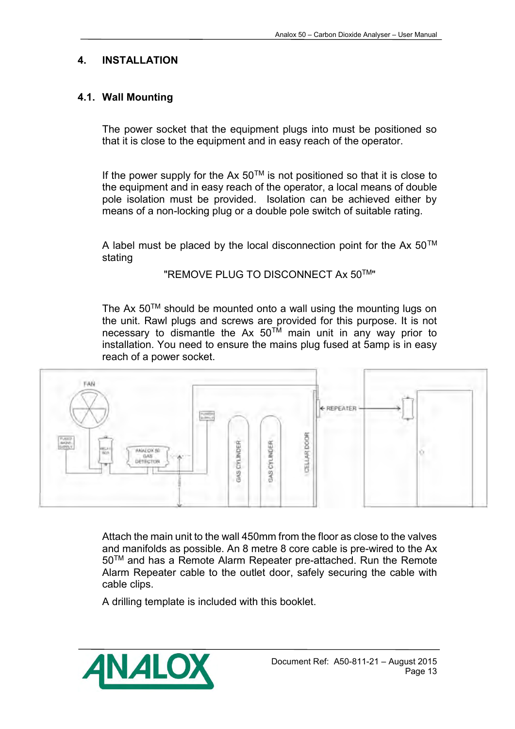# 4. INSTALLATION

## 4.1. Wall Mounting

The power socket that the equipment plugs into must be positioned so that it is close to the equipment and in easy reach of the operator.

If the power supply for the Ax 50™ is not positioned so that it is close to the equipment and in easy reach of the operator, a local means of double pole isolation must be provided. Isolation can be achieved either by means of a non-locking plug or a double pole switch of suitable rating.

A label must be placed by the local disconnection point for the Ax 50™ stating

"REMOVE PLUG TO DISCONNECT Ax 50™"

The Ax 50™ should be mounted onto a wall using the mounting lugs on the unit. Rawl plugs and screws are provided for this purpose. It is not necessary to dismantle the Ax 50™ main unit in any way prior to installation. You need to ensure the mains plug fused at 5amp is in easy reach of a power socket.

Attach the main unit to the wall 450mm from the floor as close to the valves and manifolds as possible. An 8 metre 8 core cable is pre-wired to the Ax 50™ and has a Remote Alarm Repeater pre-attached. Run the Remote Alarm Repeater cable to the outlet door, safely securing the cable with cable clips.

A drilling template is included with this booklet.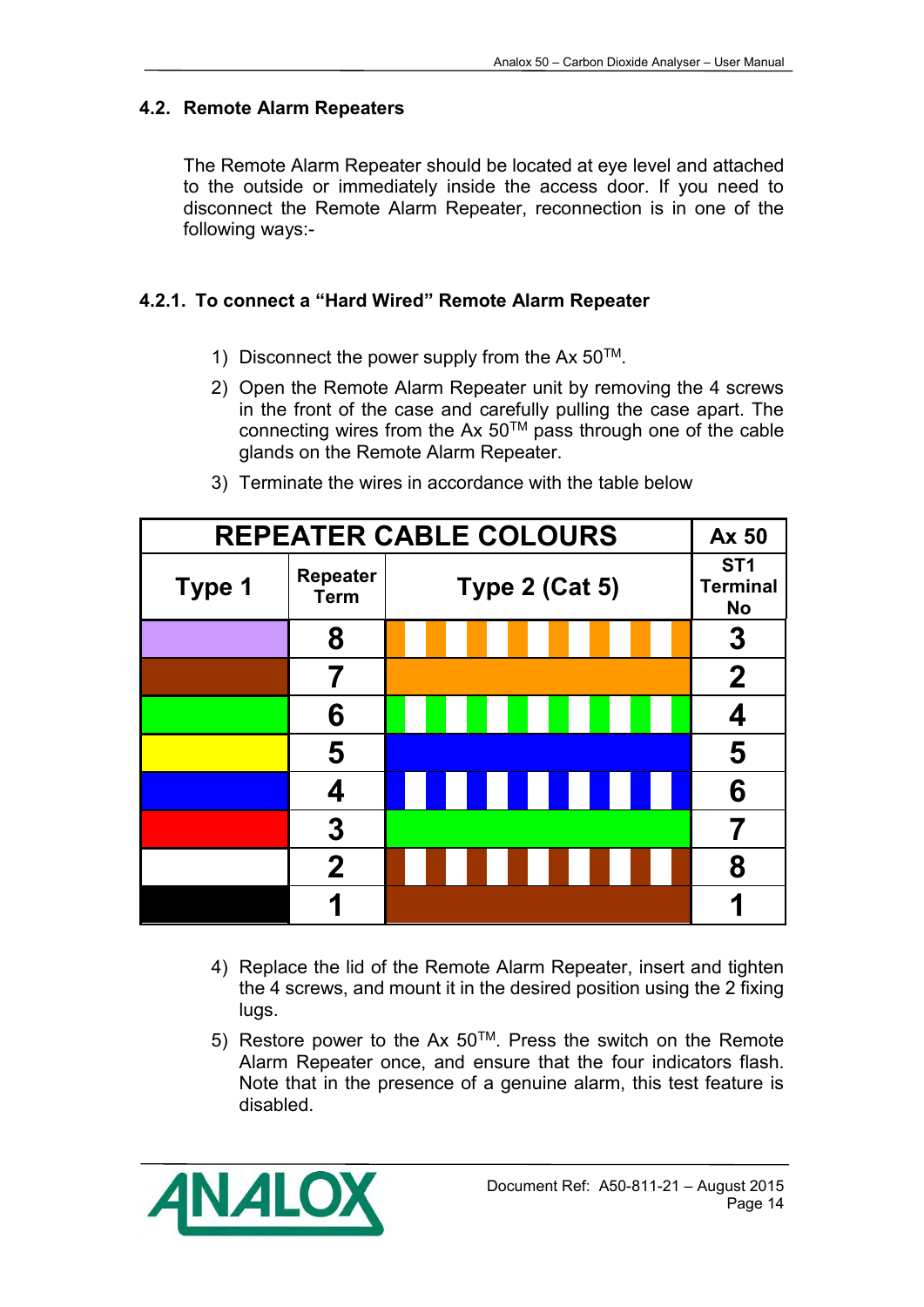## 4.2. Remote Alarm Repeaters

The Remote Alarm Repeater should be located at eye level and attached to the outside or immediately inside the access door. If you need to disconnect the Remote Alarm Repeater, reconnection is in one of the following ways:-

### 4.2.1. To connect a "Hard Wired" Remote Alarm Repeater

1) Disconnect the power supply from the Ax 50™.
2) Open the Remote Alarm Repeater unit by removing the 4 screws in the front of the case and carefully pulling the case apart. The connecting wires from the Ax 50™ pass through one of the cable glands on the Remote Alarm Repeater.
3) Terminate the wires in accordance with the table below

| REPEATER CABLE COLOURS | | | Ax 50 |
|---|---|---|---|
| **Type 1** | **Repeater Term** | **Type 2 (Cat 5)** | **ST1 Terminal No** |
| Lilac | 8 | Orange/White striped | 3 |
| Brown | 7 | Orange | 2 |
| Green | 6 | Green/White striped | 4 |
| Yellow | 5 | Blue | 5 |
| Blue | 4 | Blue/White striped | 6 |
| Red | 3 | Green | 7 |
| White | 2 | Brown/White striped | 8 |
| Black | 1 | Brown | 1 |

4) Replace the lid of the Remote Alarm Repeater, insert and tighten the 4 screws, and mount it in the desired position using the 2 fixing lugs.
5) Restore power to the Ax 50™. Press the switch on the Remote Alarm Repeater once, and ensure that the four indicators flash. Note that in the presence of a genuine alarm, this test feature is disabled.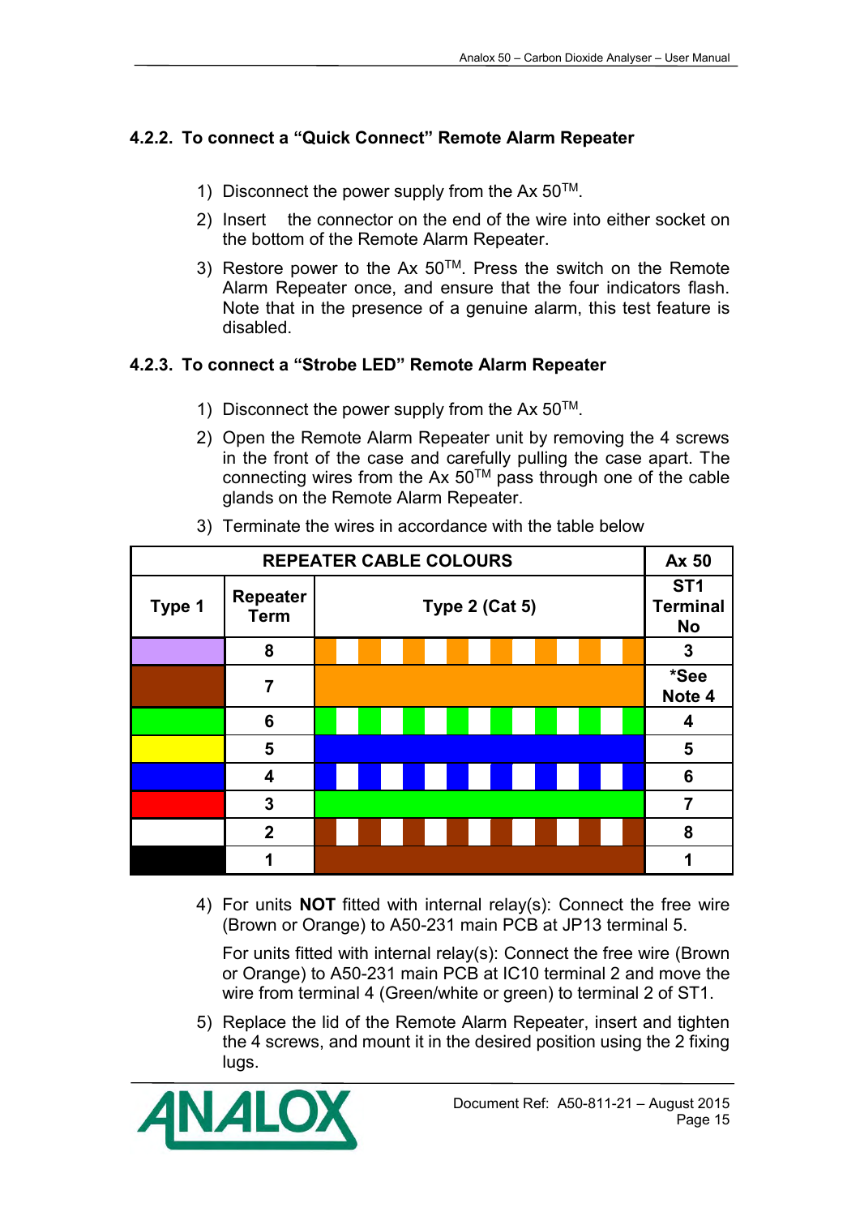#### 4.2.2. To connect a "Quick Connect" Remote Alarm Repeater

1) Disconnect the power supply from the Ax 50™.
2) Insert the connector on the end of the wire into either socket on the bottom of the Remote Alarm Repeater.
3) Restore power to the Ax 50™. Press the switch on the Remote Alarm Repeater once, and ensure that the four indicators flash. Note that in the presence of a genuine alarm, this test feature is disabled.

#### 4.2.3. To connect a "Strobe LED" Remote Alarm Repeater

1) Disconnect the power supply from the Ax 50™.
2) Open the Remote Alarm Repeater unit by removing the 4 screws in the front of the case and carefully pulling the case apart. The connecting wires from the Ax 50™ pass through one of the cable glands on the Remote Alarm Repeater.
3) Terminate the wires in accordance with the table below

| REPEATER CABLE COLOURS | | | Ax 50 |
|---|---|---|---|
| **Type 1** | **Repeater Term** | **Type 2 (Cat 5)** | **ST1 Terminal No** |
| Lilac | 8 | Orange/White | 3 |
| Brown | 7 | Orange | *See Note 4 |
| Green | 6 | Green/White | 4 |
| Yellow | 5 | Blue | 5 |
| Blue | 4 | Blue/White | 6 |
| Red | 3 | Green | 7 |
| White | 2 | Brown/White | 8 |
| Black | 1 | Brown | 1 |

4) For units **NOT** fitted with internal relay(s): Connect the free wire (Brown or Orange) to A50-231 main PCB at JP13 terminal 5.

   For units fitted with internal relay(s): Connect the free wire (Brown or Orange) to A50-231 main PCB at IC10 terminal 2 and move the wire from terminal 4 (Green/white or green) to terminal 2 of ST1.

5) Replace the lid of the Remote Alarm Repeater, insert and tighten the 4 screws, and mount it in the desired position using the 2 fixing lugs.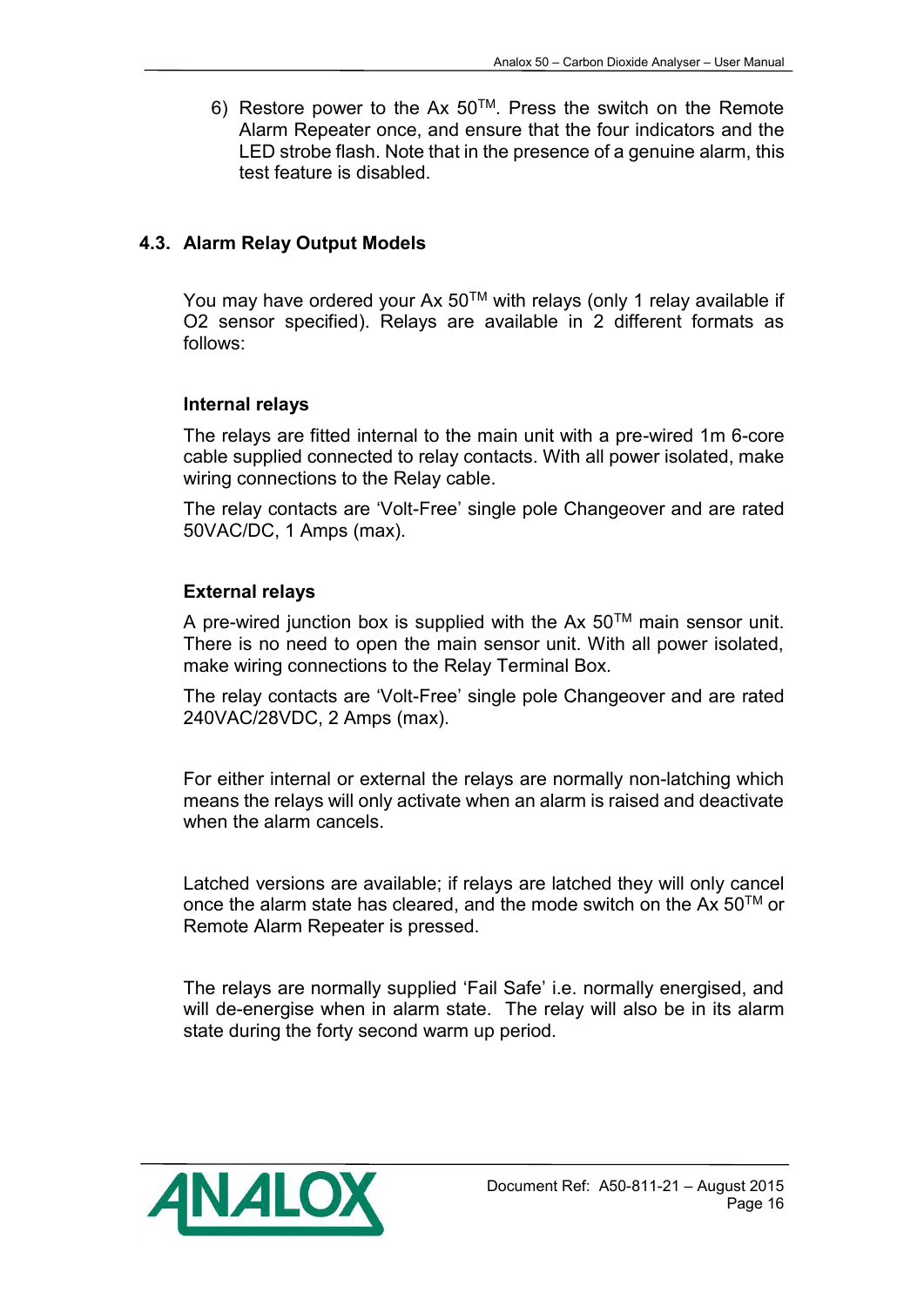6) Restore power to the Ax 50™. Press the switch on the Remote Alarm Repeater once, and ensure that the four indicators and the LED strobe flash. Note that in the presence of a genuine alarm, this test feature is disabled.

## 4.3. Alarm Relay Output Models

You may have ordered your Ax 50™ with relays (only 1 relay available if O2 sensor specified). Relays are available in 2 different formats as follows:

### Internal relays

The relays are fitted internal to the main unit with a pre-wired 1m 6-core cable supplied connected to relay contacts. With all power isolated, make wiring connections to the Relay cable.

The relay contacts are 'Volt-Free' single pole Changeover and are rated 50VAC/DC, 1 Amps (max).

### External relays

A pre-wired junction box is supplied with the Ax 50™ main sensor unit. There is no need to open the main sensor unit. With all power isolated, make wiring connections to the Relay Terminal Box.

The relay contacts are 'Volt-Free' single pole Changeover and are rated 240VAC/28VDC, 2 Amps (max).

For either internal or external the relays are normally non-latching which means the relays will only activate when an alarm is raised and deactivate when the alarm cancels.

Latched versions are available; if relays are latched they will only cancel once the alarm state has cleared, and the mode switch on the Ax 50™ or Remote Alarm Repeater is pressed.

The relays are normally supplied 'Fail Safe' i.e. normally energised, and will de-energise when in alarm state. The relay will also be in its alarm state during the forty second warm up period.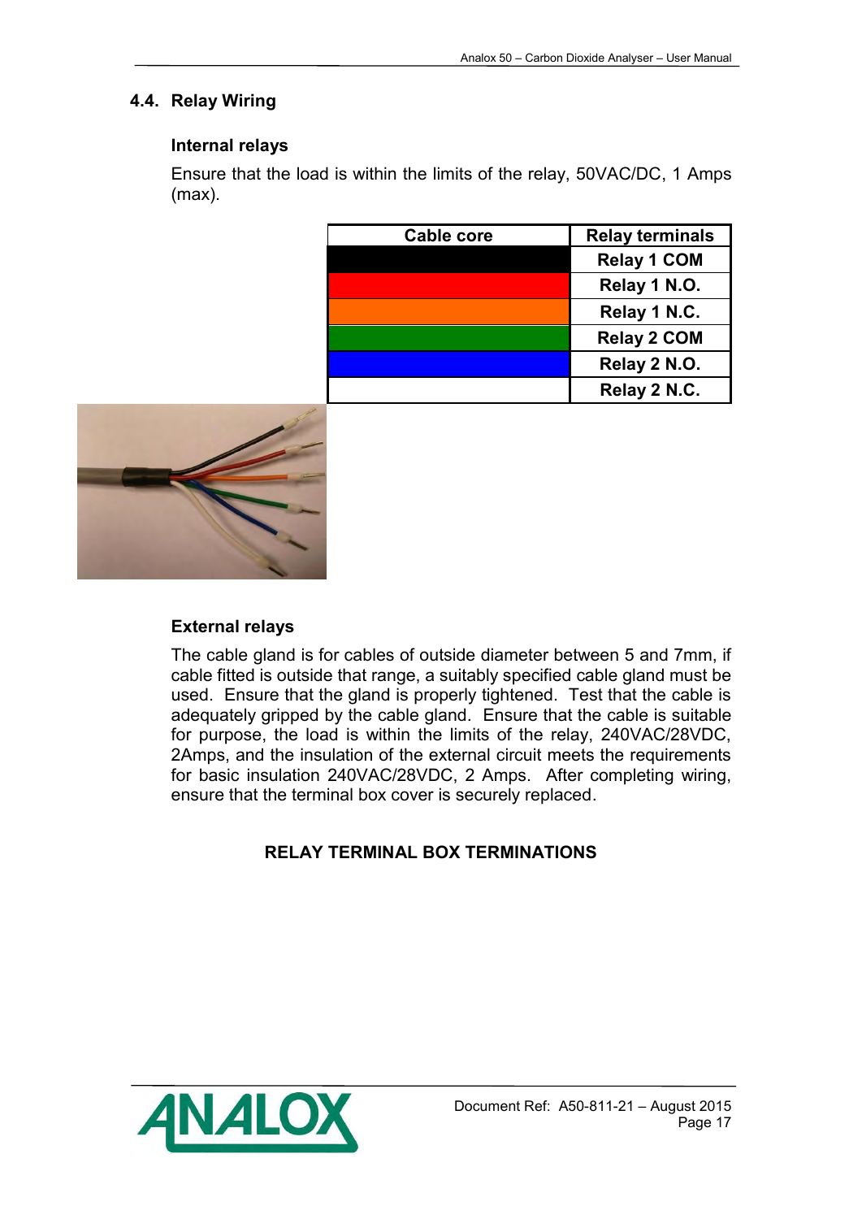## 4.4. Relay Wiring

### Internal relays

Ensure that the load is within the limits of the relay, 50VAC/DC, 1 Amps (max).

| Cable core | Relay terminals |
|---|---|
| Black | Relay 1 COM |
| Red | Relay 1 N.O. |
| Orange | Relay 1 N.C. |
| Green | Relay 2 COM |
| Blue | Relay 2 N.O. |
| White | Relay 2 N.C. |

### External relays

The cable gland is for cables of outside diameter between 5 and 7mm, if cable fitted is outside that range, a suitably specified cable gland must be used. Ensure that the gland is properly tightened. Test that the cable is adequately gripped by the cable gland. Ensure that the cable is suitable for purpose, the load is within the limits of the relay, 240VAC/28VDC, 2Amps, and the insulation of the external circuit meets the requirements for basic insulation 240VAC/28VDC, 2 Amps. After completing wiring, ensure that the terminal box cover is securely replaced.

**RELAY TERMINAL BOX TERMINATIONS**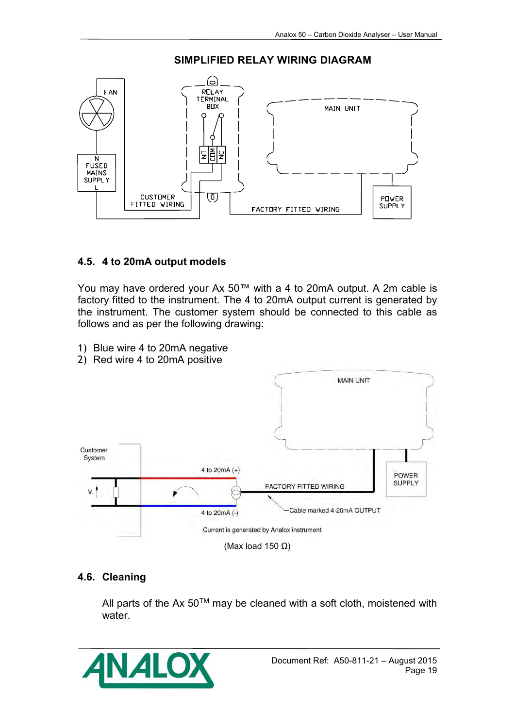**SIMPLIFIED RELAY WIRING DIAGRAM**

## 4.5. 4 to 20mA output models

You may have ordered your Ax 50™ with a 4 to 20mA output. A 2m cable is factory fitted to the instrument. The 4 to 20mA output current is generated by the instrument. The customer system should be connected to this cable as follows and as per the following drawing:

1) Blue wire 4 to 20mA negative
2) Red wire 4 to 20mA positive

(Max load 150 Ω)

## 4.6. Cleaning

All parts of the Ax 50™ may be cleaned with a soft cloth, moistened with water.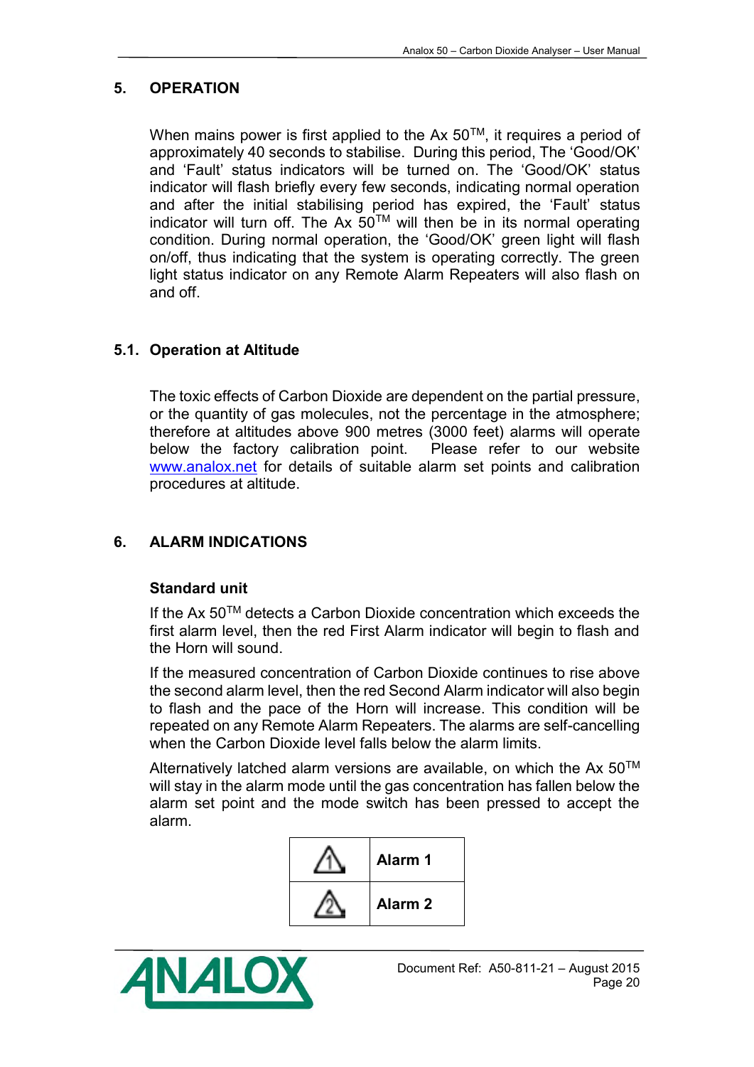## 5. OPERATION

When mains power is first applied to the Ax 50$^{TM}$, it requires a period of approximately 40 seconds to stabilise. During this period, The 'Good/OK' and 'Fault' status indicators will be turned on. The 'Good/OK' status indicator will flash briefly every few seconds, indicating normal operation and after the initial stabilising period has expired, the 'Fault' status indicator will turn off. The Ax 50$^{TM}$ will then be in its normal operating condition. During normal operation, the 'Good/OK' green light will flash on/off, thus indicating that the system is operating correctly. The green light status indicator on any Remote Alarm Repeaters will also flash on and off.

### 5.1. Operation at Altitude

The toxic effects of Carbon Dioxide are dependent on the partial pressure, or the quantity of gas molecules, not the percentage in the atmosphere; therefore at altitudes above 900 metres (3000 feet) alarms will operate below the factory calibration point. Please refer to our website www.analox.net for details of suitable alarm set points and calibration procedures at altitude.

## 6. ALARM INDICATIONS

**Standard unit**

If the Ax 50$^{TM}$ detects a Carbon Dioxide concentration which exceeds the first alarm level, then the red First Alarm indicator will begin to flash and the Horn will sound.

If the measured concentration of Carbon Dioxide continues to rise above the second alarm level, then the red Second Alarm indicator will also begin to flash and the pace of the Horn will increase. This condition will be repeated on any Remote Alarm Repeaters. The alarms are self-cancelling when the Carbon Dioxide level falls below the alarm limits.

Alternatively latched alarm versions are available, on which the Ax 50$^{TM}$ will stay in the alarm mode until the gas concentration has fallen below the alarm set point and the mode switch has been pressed to accept the alarm.

| Symbol | Alarm |
|---|---|
| ⚠ 1 | **Alarm 1** |
| ⚠ 2 | **Alarm 2** |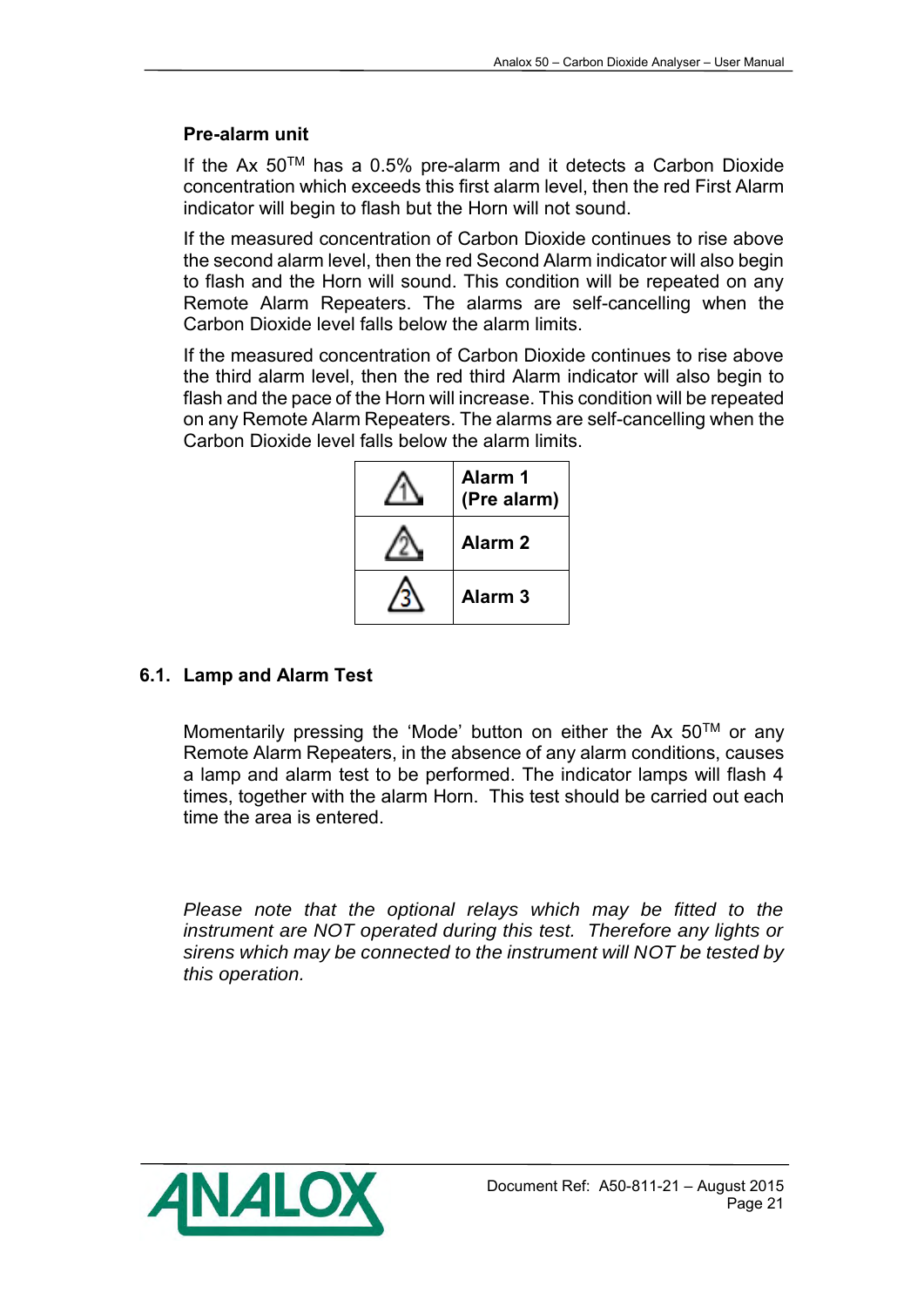### Pre-alarm unit

If the Ax 50$^{TM}$ has a 0.5% pre-alarm and it detects a Carbon Dioxide concentration which exceeds this first alarm level, then the red First Alarm indicator will begin to flash but the Horn will not sound.

If the measured concentration of Carbon Dioxide continues to rise above the second alarm level, then the red Second Alarm indicator will also begin to flash and the Horn will sound. This condition will be repeated on any Remote Alarm Repeaters. The alarms are self-cancelling when the Carbon Dioxide level falls below the alarm limits.

If the measured concentration of Carbon Dioxide continues to rise above the third alarm level, then the red third Alarm indicator will also begin to flash and the pace of the Horn will increase. This condition will be repeated on any Remote Alarm Repeaters. The alarms are self-cancelling when the Carbon Dioxide level falls below the alarm limits.

| Symbol | Alarm |
|---|---|
| ⚠1 | **Alarm 1 (Pre alarm)** |
| ⚠2 | **Alarm 2** |
| ⚠3 | **Alarm 3** |

## 6.1. Lamp and Alarm Test

Momentarily pressing the 'Mode' button on either the Ax 50$^{TM}$ or any Remote Alarm Repeaters, in the absence of any alarm conditions, causes a lamp and alarm test to be performed. The indicator lamps will flash 4 times, together with the alarm Horn. This test should be carried out each time the area is entered.

*Please note that the optional relays which may be fitted to the instrument are NOT operated during this test. Therefore any lights or sirens which may be connected to the instrument will NOT be tested by this operation.*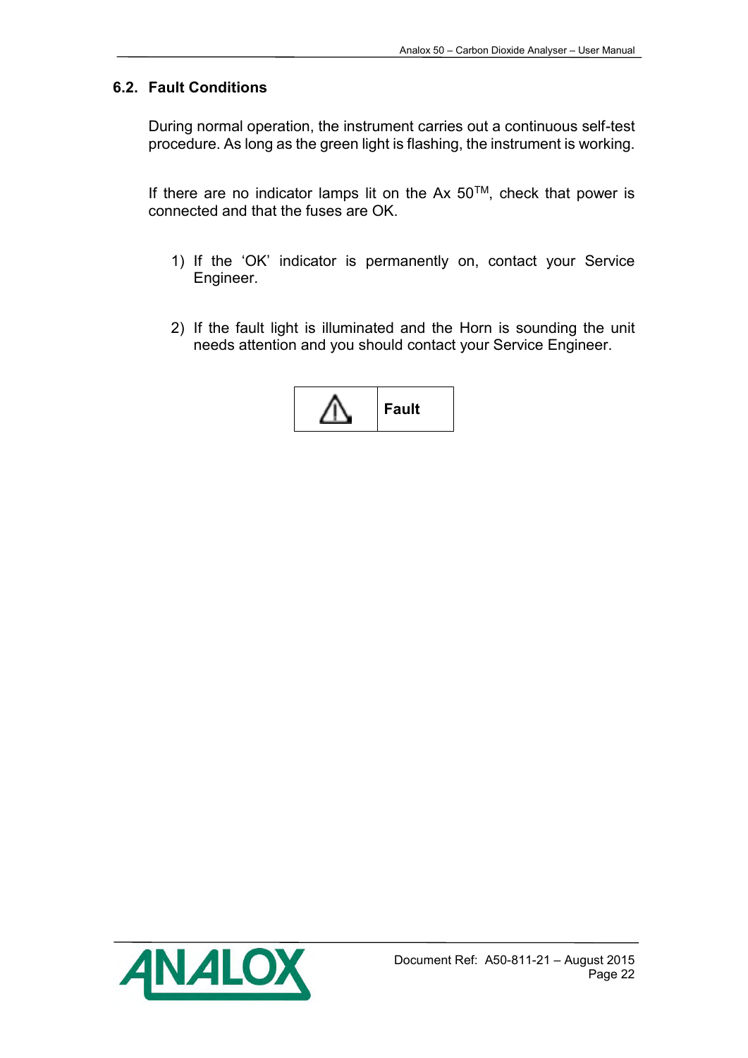## 6.2. Fault Conditions

During normal operation, the instrument carries out a continuous self-test procedure. As long as the green light is flashing, the instrument is working.

If there are no indicator lamps lit on the Ax 50$^{TM}$, check that power is connected and that the fuses are OK.

1) If the 'OK' indicator is permanently on, contact your Service Engineer.

2) If the fault light is illuminated and the Horn is sounding the unit needs attention and you should contact your Service Engineer.

| ⚠ | Fault |
|---|---|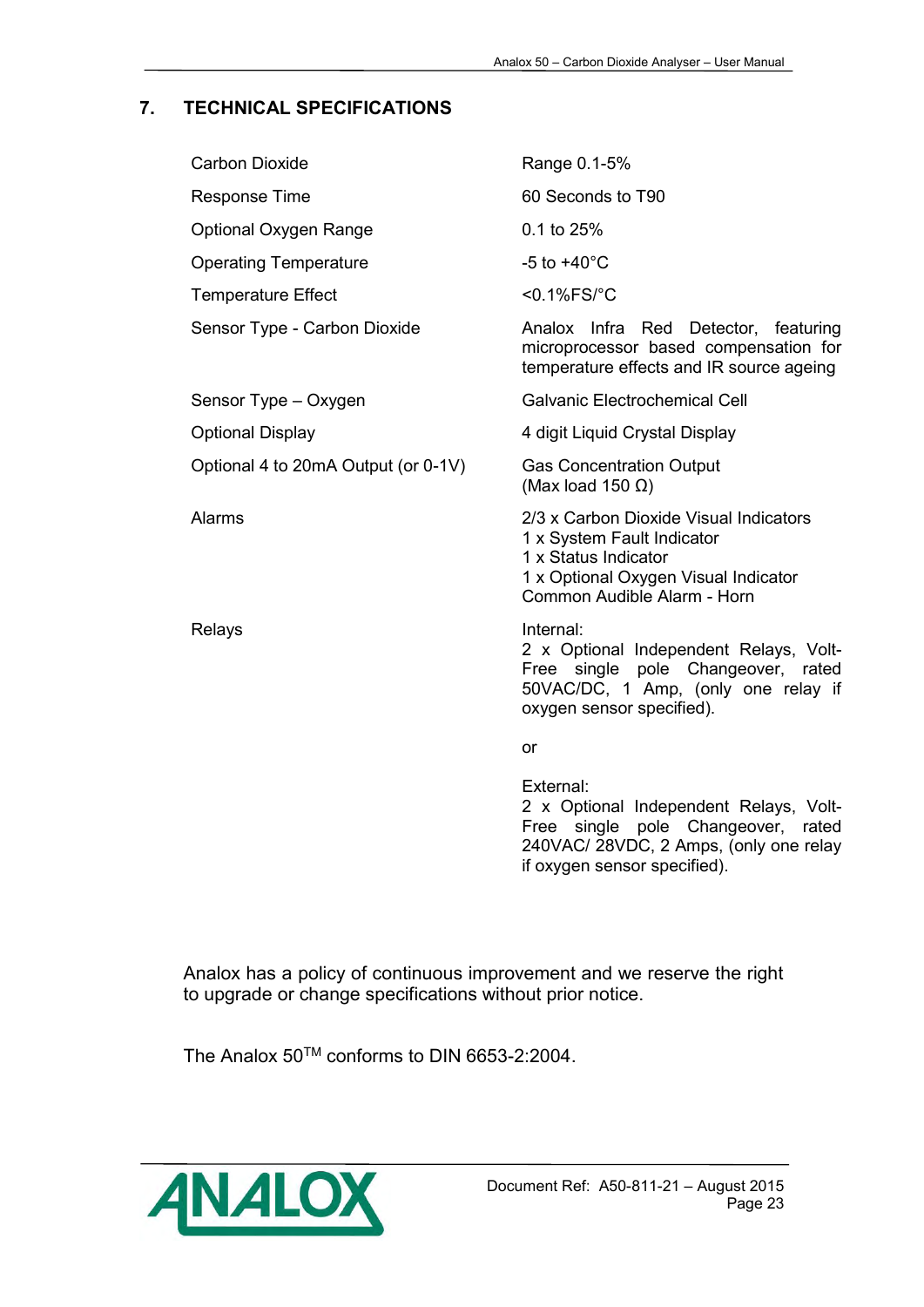## 7. TECHNICAL SPECIFICATIONS

| | |
|---|---|
| Carbon Dioxide | Range 0.1-5% |
| Response Time | 60 Seconds to T90 |
| Optional Oxygen Range | 0.1 to 25% |
| Operating Temperature | -5 to +40°C |
| Temperature Effect | <0.1%FS/°C |
| Sensor Type - Carbon Dioxide | Analox Infra Red Detector, featuring microprocessor based compensation for temperature effects and IR source ageing |
| Sensor Type – Oxygen | Galvanic Electrochemical Cell |
| Optional Display | 4 digit Liquid Crystal Display |
| Optional 4 to 20mA Output (or 0-1V) | Gas Concentration Output (Max load 150 Ω) |
| Alarms | 2/3 x Carbon Dioxide Visual Indicators<br>1 x System Fault Indicator<br>1 x Status Indicator<br>1 x Optional Oxygen Visual Indicator<br>Common Audible Alarm - Horn |
| Relays | Internal:<br>2 x Optional Independent Relays, Volt-Free single pole Changeover, rated 50VAC/DC, 1 Amp, (only one relay if oxygen sensor specified).<br><br>or<br><br>External:<br>2 x Optional Independent Relays, Volt-Free single pole Changeover, rated 240VAC/ 28VDC, 2 Amps, (only one relay if oxygen sensor specified). |

Analox has a policy of continuous improvement and we reserve the right to upgrade or change specifications without prior notice.

The Analox 50™ conforms to DIN 6653-2:2004.

Document Ref: A50-811-21 – August 2015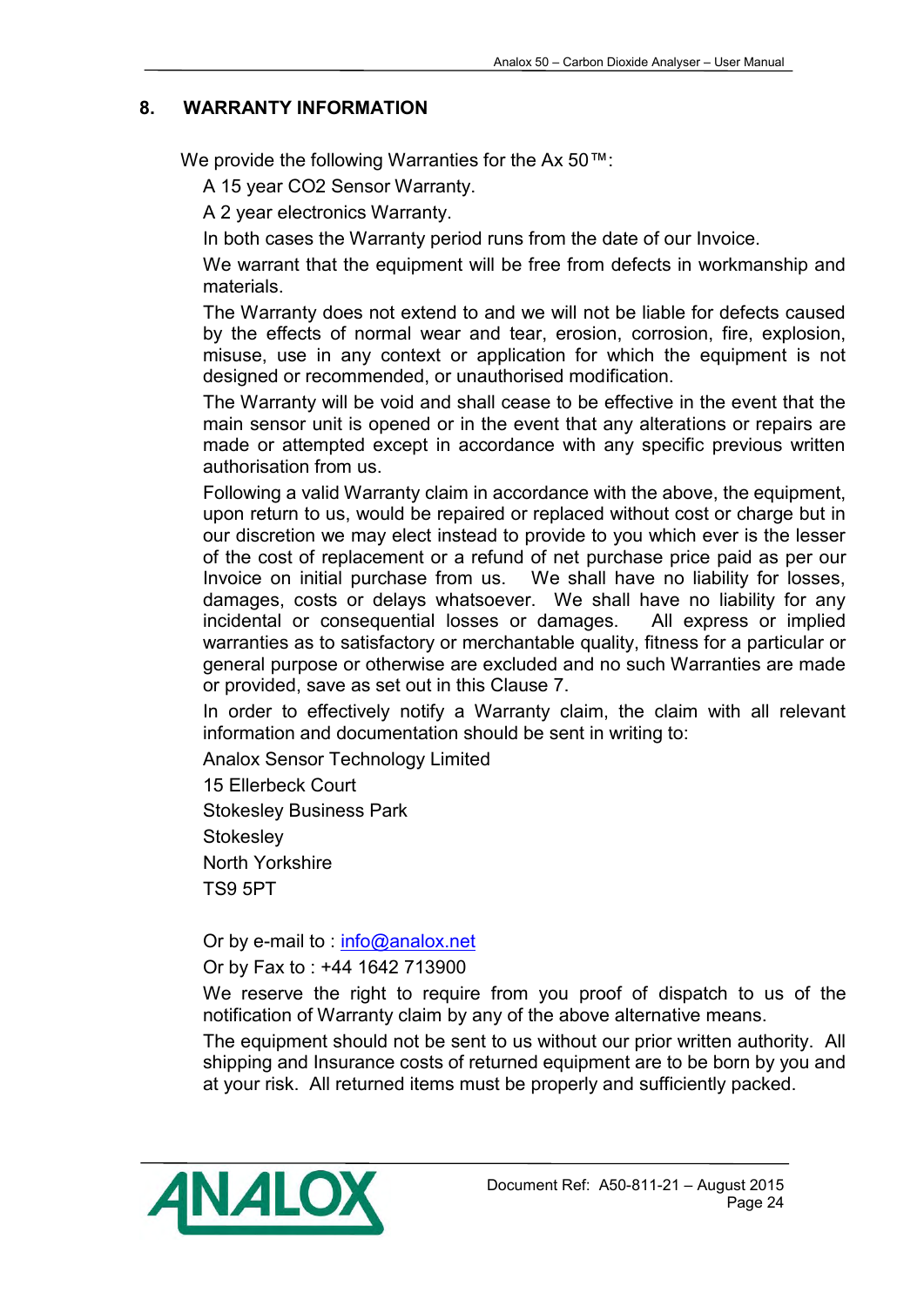## 8. WARRANTY INFORMATION

We provide the following Warranties for the Ax 50™:

A 15 year CO2 Sensor Warranty.

A 2 year electronics Warranty.

In both cases the Warranty period runs from the date of our Invoice.

We warrant that the equipment will be free from defects in workmanship and materials.

The Warranty does not extend to and we will not be liable for defects caused by the effects of normal wear and tear, erosion, corrosion, fire, explosion, misuse, use in any context or application for which the equipment is not designed or recommended, or unauthorised modification.

The Warranty will be void and shall cease to be effective in the event that the main sensor unit is opened or in the event that any alterations or repairs are made or attempted except in accordance with any specific previous written authorisation from us.

Following a valid Warranty claim in accordance with the above, the equipment, upon return to us, would be repaired or replaced without cost or charge but in our discretion we may elect instead to provide to you which ever is the lesser of the cost of replacement or a refund of net purchase price paid as per our Invoice on initial purchase from us. We shall have no liability for losses, damages, costs or delays whatsoever. We shall have no liability for any incidental or consequential losses or damages. All express or implied warranties as to satisfactory or merchantable quality, fitness for a particular or general purpose or otherwise are excluded and no such Warranties are made or provided, save as set out in this Clause 7.

In order to effectively notify a Warranty claim, the claim with all relevant information and documentation should be sent in writing to:

Analox Sensor Technology Limited
15 Ellerbeck Court
Stokesley Business Park
Stokesley
North Yorkshire
TS9 5PT

Or by e-mail to : info@analox.net

Or by Fax to : +44 1642 713900

We reserve the right to require from you proof of dispatch to us of the notification of Warranty claim by any of the above alternative means.

The equipment should not be sent to us without our prior written authority. All shipping and Insurance costs of returned equipment are to be born by you and at your risk. All returned items must be properly and sufficiently packed.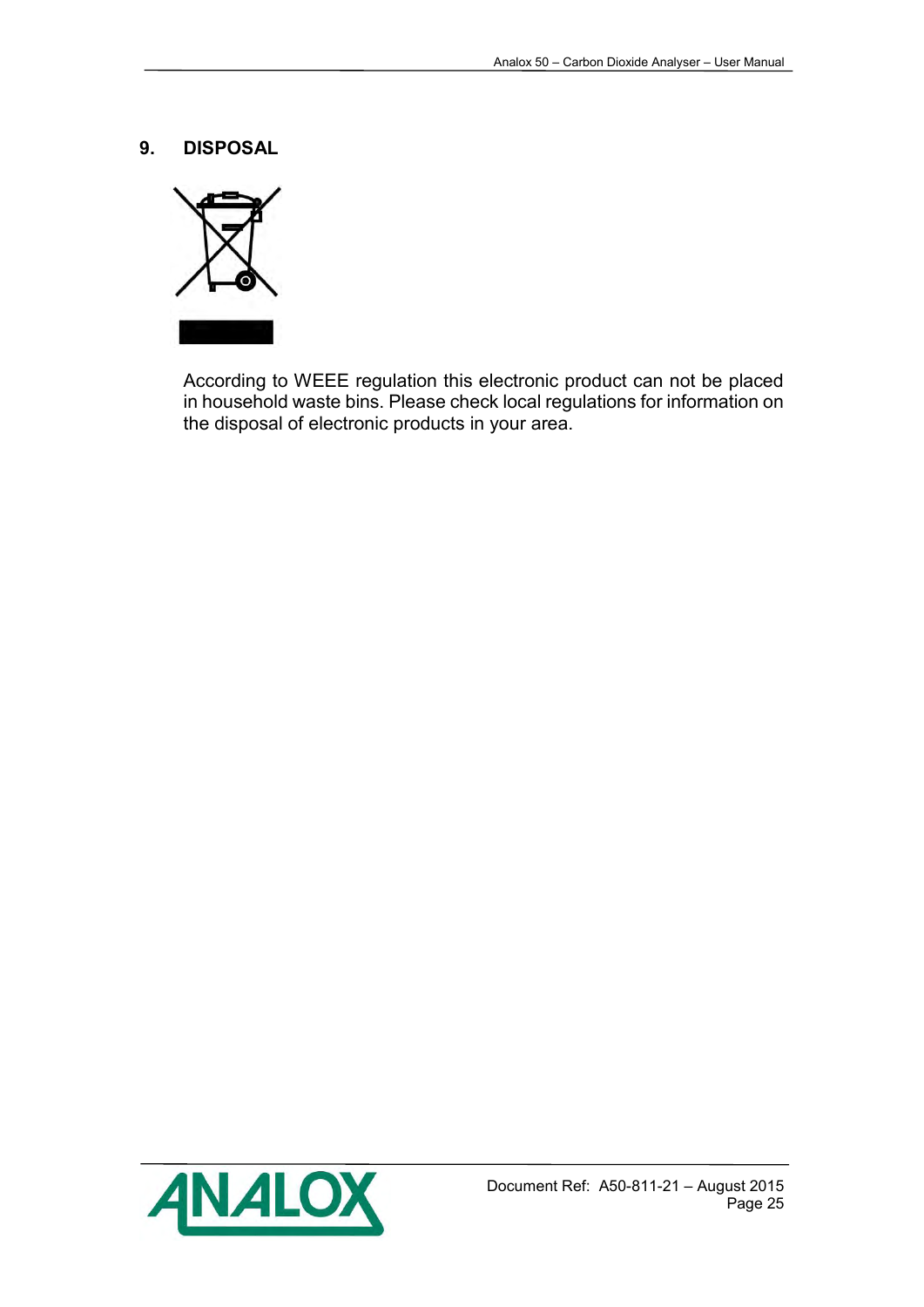## 9. DISPOSAL

According to WEEE regulation this electronic product can not be placed in household waste bins. Please check local regulations for information on the disposal of electronic products in your area.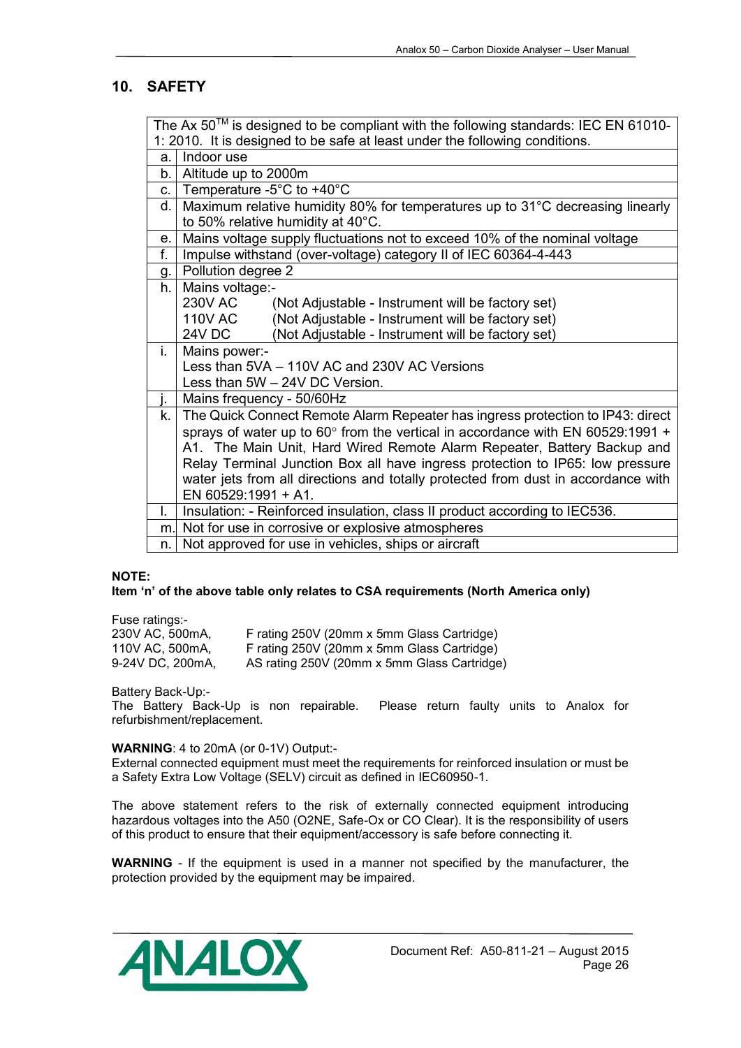## 10. SAFETY

| The Ax 50™ is designed to be compliant with the following standards: IEC EN 61010-1: 2010. It is designed to be safe at least under the following conditions. | |
|---|---|
| a. | Indoor use |
| b. | Altitude up to 2000m |
| c. | Temperature -5°C to +40°C |
| d. | Maximum relative humidity 80% for temperatures up to 31°C decreasing linearly to 50% relative humidity at 40°C. |
| e. | Mains voltage supply fluctuations not to exceed 10% of the nominal voltage |
| f. | Impulse withstand (over-voltage) category II of IEC 60364-4-443 |
| g. | Pollution degree 2 |
| h. | Mains voltage:-<br>230V AC (Not Adjustable - Instrument will be factory set)<br>110V AC (Not Adjustable - Instrument will be factory set)<br>24V DC (Not Adjustable - Instrument will be factory set) |
| i. | Mains power:-<br>Less than 5VA – 110V AC and 230V AC Versions<br>Less than 5W – 24V DC Version. |
| j. | Mains frequency - 50/60Hz |
| k. | The Quick Connect Remote Alarm Repeater has ingress protection to IP43: direct sprays of water up to 60° from the vertical in accordance with EN 60529:1991 + A1. The Main Unit, Hard Wired Remote Alarm Repeater, Battery Backup and Relay Terminal Junction Box all have ingress protection to IP65: low pressure water jets from all directions and totally protected from dust in accordance with EN 60529:1991 + A1. |
| l. | Insulation: - Reinforced insulation, class II product according to IEC536. |
| m. | Not for use in corrosive or explosive atmospheres |
| n. | Not approved for use in vehicles, ships or aircraft |

**NOTE:**
**Item 'n' of the above table only relates to CSA requirements (North America only)**

Fuse ratings:-

| | |
|---|---|
| 230V AC, 500mA, | F rating 250V (20mm x 5mm Glass Cartridge) |
| 110V AC, 500mA, | F rating 250V (20mm x 5mm Glass Cartridge) |
| 9-24V DC, 200mA, | AS rating 250V (20mm x 5mm Glass Cartridge) |

Battery Back-Up:-
The Battery Back-Up is non repairable. Please return faulty units to Analox for refurbishment/replacement.

**WARNING**: 4 to 20mA (or 0-1V) Output:-
External connected equipment must meet the requirements for reinforced insulation or must be a Safety Extra Low Voltage (SELV) circuit as defined in IEC60950-1.

The above statement refers to the risk of externally connected equipment introducing hazardous voltages into the A50 (O2NE, Safe-Ox or CO Clear). It is the responsibility of users of this product to ensure that their equipment/accessory is safe before connecting it.

**WARNING** - If the equipment is used in a manner not specified by the manufacturer, the protection provided by the equipment may be impaired.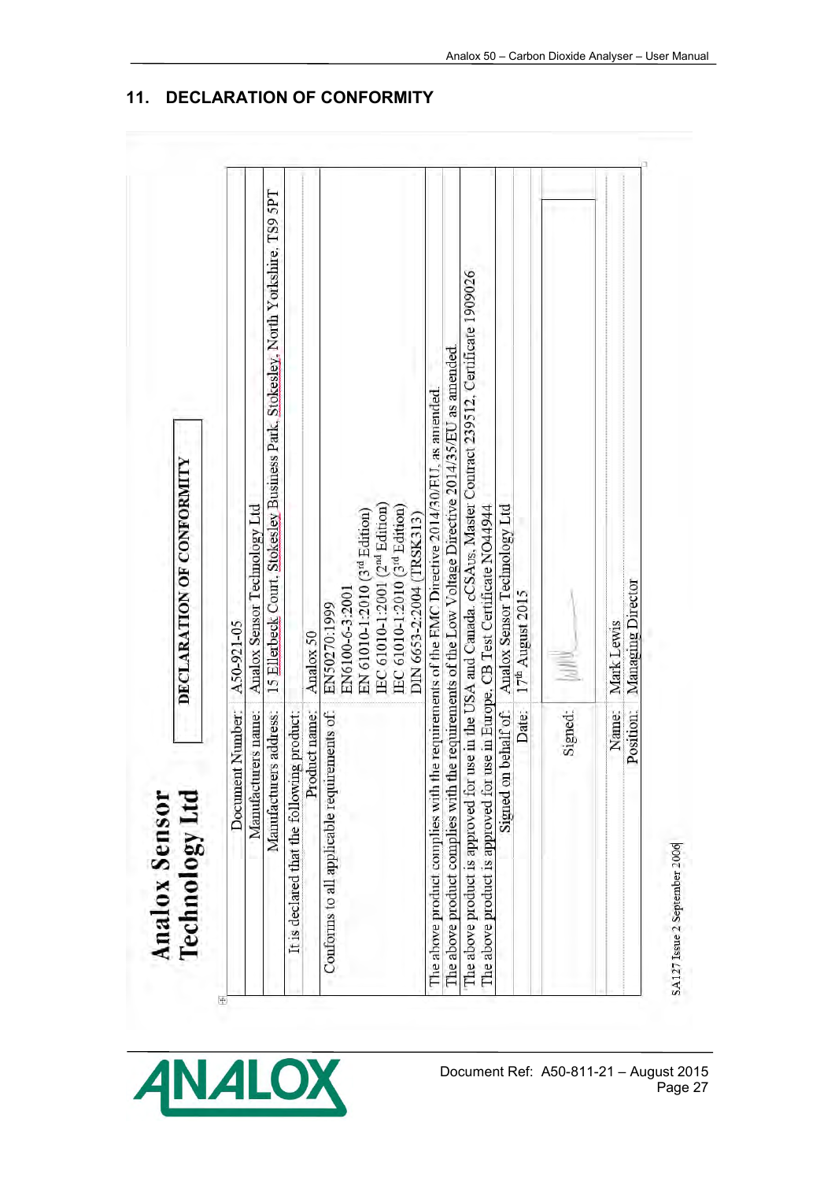## 11. DECLARATION OF CONFORMITY

**Analox Sensor Technology Ltd**

**DECLARATION OF CONFORMITY**

| | |
|---|---|
| Document Number: | A50-921-05 |
| Manufacturers name: | Analox Sensor Technology Ltd |
| Manufacturers address: | 15 Ellerbeck Court, Stokesley Business Park, Stokesley, North Yorkshire, TS9 5PT |
| It is declared that the following product: | |
| Product name: | Analox 50 |
| Conforms to all applicable requirements of: | EN50270:1999<br>EN6100-6-3:2001<br>EN 61010-1:2010 (3rd Edition)<br>IEC 61010-1:2001 (2nd Edition)<br>IEC 61010-1:2010 (3rd Edition)<br>DIN 6653-2:2004 (TRSK313) |
| The above product complies with the requirements of the EMC Directive 2014/30/EU, as amended. | |
| The above product complies with the requirements of the Low Voltage Directive 2014/35/EU as amended. | |
| The above product is approved for use in the USA and Canada. cCSAus, Master Contract 239512, Certificate 1909026 | |
| The above product is approved for use in Europe. CB Test Certificate NO44944 | |
| Signed on behalf of: | Analox Sensor Technology Ltd |
| Date: | 17th August 2015 |
| Signed: | |
| Name: | Mark Lewis |
| Position: | Managing Director |

SA127 Issue 2 September 2006